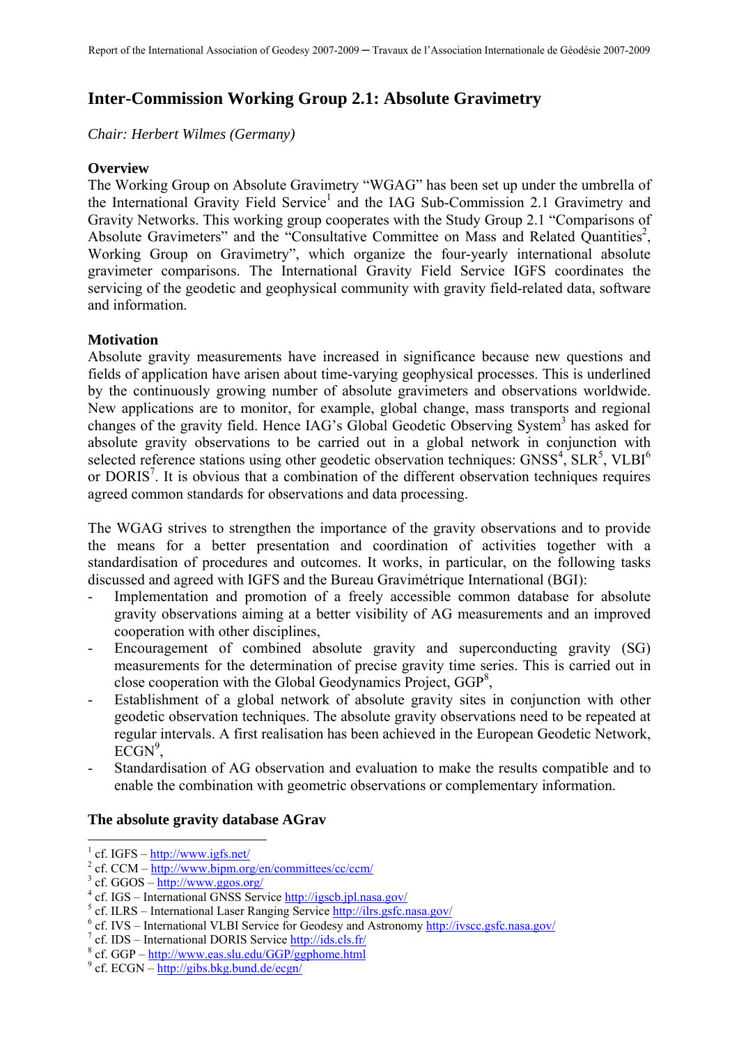# Inter-Commission Working Group 2.1: Absolute Gravimetry

*Chair: Herbert Wilmes (Germany)*

## Overview

The Working Group on Absolute Gravimetry "WGAG" has been set up under the umbrella of the International Gravity Field Service[1] and the IAG Sub-Commission 2.1 Gravimetry and Gravity Networks. This working group cooperates with the Study Group 2.1 "Comparisons of Absolute Gravimeters" and the "Consultative Committee on Mass and Related Quantities[2], Working Group on Gravimetry", which organize the four-yearly international absolute gravimeter comparisons. The International Gravity Field Service IGFS coordinates the servicing of the geodetic and geophysical community with gravity field-related data, software and information.

## Motivation

Absolute gravity measurements have increased in significance because new questions and fields of application have arisen about time-varying geophysical processes. This is underlined by the continuously growing number of absolute gravimeters and observations worldwide. New applications are to monitor, for example, global change, mass transports and regional changes of the gravity field. Hence IAG's Global Geodetic Observing System[3] has asked for absolute gravity observations to be carried out in a global network in conjunction with selected reference stations using other geodetic observation techniques: GNSS[4], SLR[5], VLBI[6] or DORIS[7]. It is obvious that a combination of the different observation techniques requires agreed common standards for observations and data processing.

The WGAG strives to strengthen the importance of the gravity observations and to provide the means for a better presentation and coordination of activities together with a standardisation of procedures and outcomes. It works, in particular, on the following tasks discussed and agreed with IGFS and the Bureau Gravimétrique International (BGI):

- Implementation and promotion of a freely accessible common database for absolute gravity observations aiming at a better visibility of AG measurements and an improved cooperation with other disciplines,
- Encouragement of combined absolute gravity and superconducting gravity (SG) measurements for the determination of precise gravity time series. This is carried out in close cooperation with the Global Geodynamics Project, GGP[8],
- Establishment of a global network of absolute gravity sites in conjunction with other geodetic observation techniques. The absolute gravity observations need to be repeated at regular intervals. A first realisation has been achieved in the European Geodetic Network, ECGN[9],
- Standardisation of AG observation and evaluation to make the results compatible and to enable the combination with geometric observations or complementary information.

## The absolute gravity database AGrav

---

[1] cf. IGFS – http://www.igfs.net/
[2] cf. CCM – http://www.bipm.org/en/committees/cc/ccm/
[3] cf. GGOS – http://www.ggos.org/
[4] cf. IGS – International GNSS Service http://igscb.jpl.nasa.gov/
[5] cf. ILRS – International Laser Ranging Service http://ilrs.gsfc.nasa.gov/
[6] cf. IVS – International VLBI Service for Geodesy and Astronomy http://ivscc.gsfc.nasa.gov/
[7] cf. IDS – International DORIS Service http://ids.cls.fr/
[8] cf. GGP – http://www.eas.slu.edu/GGP/ggphome.html
[9] cf. ECGN – http://gibs.bkg.bund.de/ecgn/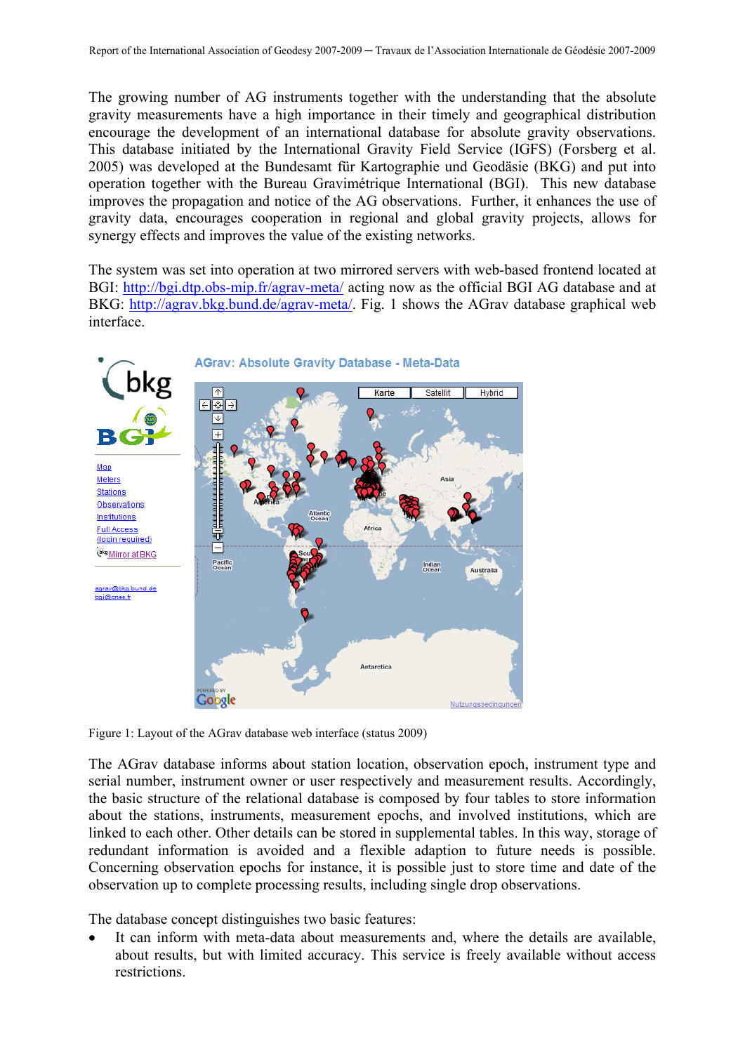The growing number of AG instruments together with the understanding that the absolute gravity measurements have a high importance in their timely and geographical distribution encourage the development of an international database for absolute gravity observations. This database initiated by the International Gravity Field Service (IGFS) (Forsberg et al. 2005) was developed at the Bundesamt für Kartographie und Geodäsie (BKG) and put into operation together with the Bureau Gravimétrique International (BGI). This new database improves the propagation and notice of the AG observations. Further, it enhances the use of gravity data, encourages cooperation in regional and global gravity projects, allows for synergy effects and improves the value of the existing networks.

The system was set into operation at two mirrored servers with web-based frontend located at BGI: http://bgi.dtp.obs-mip.fr/agrav-meta/ acting now as the official BGI AG database and at BKG: http://agrav.bkg.bund.de/agrav-meta/. Fig. 1 shows the AGrav database graphical web interface.

Figure 1: Layout of the AGrav database web interface (status 2009)

The AGrav database informs about station location, observation epoch, instrument type and serial number, instrument owner or user respectively and measurement results. Accordingly, the basic structure of the relational database is composed by four tables to store information about the stations, instruments, measurement epochs, and involved institutions, which are linked to each other. Other details can be stored in supplemental tables. In this way, storage of redundant information is avoided and a flexible adaption to future needs is possible. Concerning observation epochs for instance, it is possible just to store time and date of the observation up to complete processing results, including single drop observations.

The database concept distinguishes two basic features:

- It can inform with meta-data about measurements and, where the details are available, about results, but with limited accuracy. This service is freely available without access restrictions.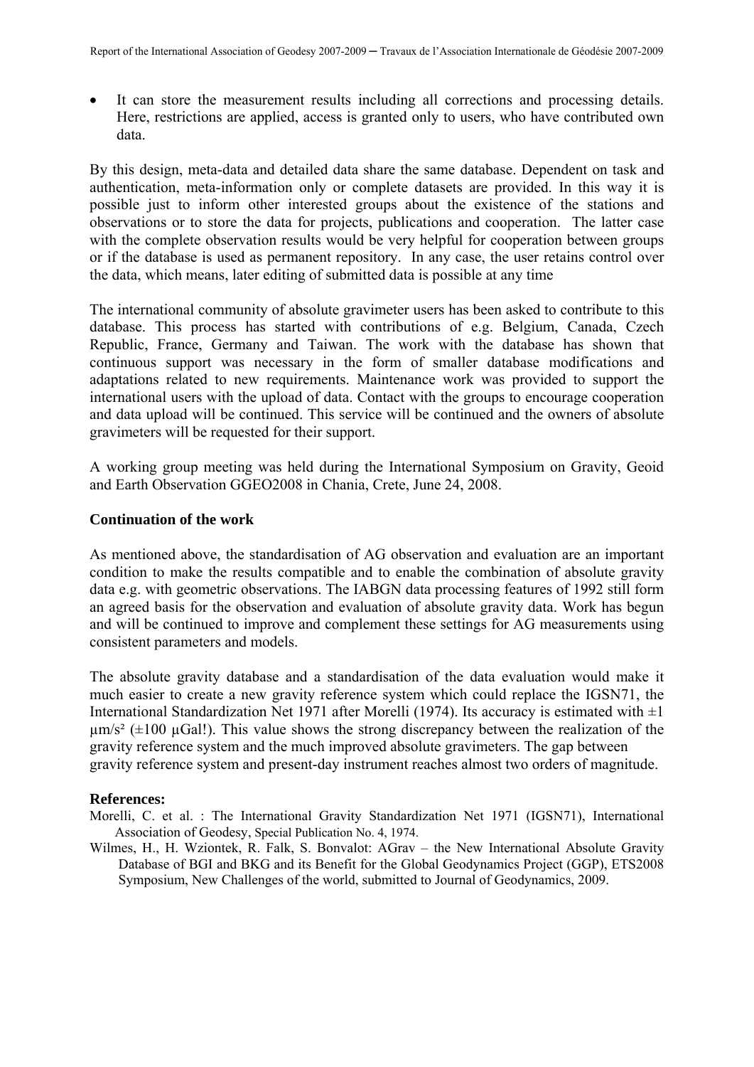- It can store the measurement results including all corrections and processing details. Here, restrictions are applied, access is granted only to users, who have contributed own data.

By this design, meta-data and detailed data share the same database. Dependent on task and authentication, meta-information only or complete datasets are provided. In this way it is possible just to inform other interested groups about the existence of the stations and observations or to store the data for projects, publications and cooperation. The latter case with the complete observation results would be very helpful for cooperation between groups or if the database is used as permanent repository. In any case, the user retains control over the data, which means, later editing of submitted data is possible at any time

The international community of absolute gravimeter users has been asked to contribute to this database. This process has started with contributions of e.g. Belgium, Canada, Czech Republic, France, Germany and Taiwan. The work with the database has shown that continuous support was necessary in the form of smaller database modifications and adaptations related to new requirements. Maintenance work was provided to support the international users with the upload of data. Contact with the groups to encourage cooperation and data upload will be continued. This service will be continued and the owners of absolute gravimeters will be requested for their support.

A working group meeting was held during the International Symposium on Gravity, Geoid and Earth Observation GGEO2008 in Chania, Crete, June 24, 2008.

**Continuation of the work**

As mentioned above, the standardisation of AG observation and evaluation are an important condition to make the results compatible and to enable the combination of absolute gravity data e.g. with geometric observations. The IABGN data processing features of 1992 still form an agreed basis for the observation and evaluation of absolute gravity data. Work has begun and will be continued to improve and complement these settings for AG measurements using consistent parameters and models.

The absolute gravity database and a standardisation of the data evaluation would make it much easier to create a new gravity reference system which could replace the IGSN71, the International Standardization Net 1971 after Morelli (1974). Its accuracy is estimated with ±1 µm/s² (±100 µGal!). This value shows the strong discrepancy between the realization of the gravity reference system and the much improved absolute gravimeters. The gap between gravity reference system and present-day instrument reaches almost two orders of magnitude.

**References:**

Morelli, C. et al. : The International Gravity Standardization Net 1971 (IGSN71), International Association of Geodesy, Special Publication No. 4, 1974.

Wilmes, H., H. Wziontek, R. Falk, S. Bonvalot: AGrav – the New International Absolute Gravity Database of BGI and BKG and its Benefit for the Global Geodynamics Project (GGP), ETS2008 Symposium, New Challenges of the world, submitted to Journal of Geodynamics, 2009.